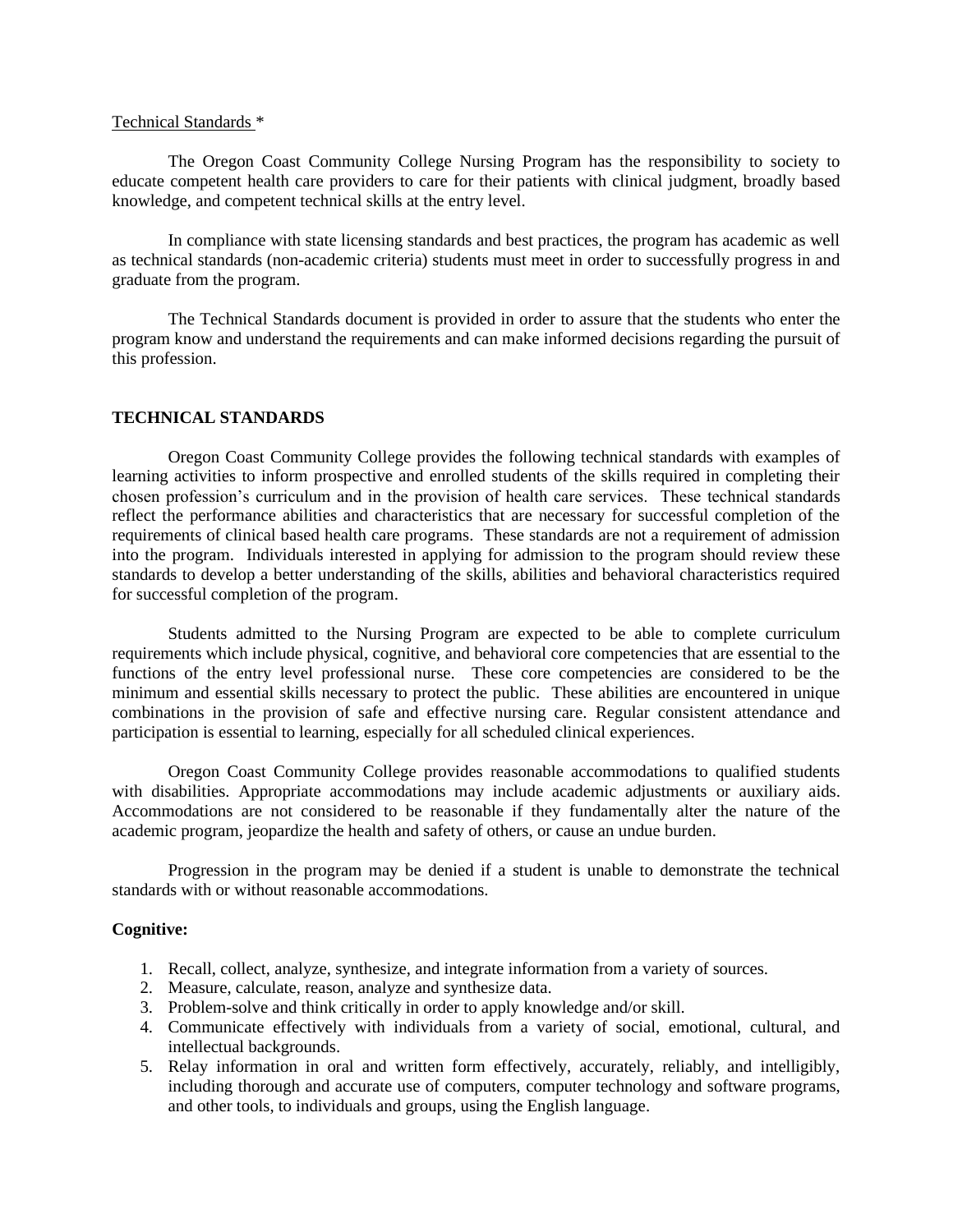Technical Standards *

The Oregon Coast Community College Nursing Program has the responsibility to society to educate competent health care providers to care for their patients with clinical judgment, broadly based knowledge, and competent technical skills at the entry level.

In compliance with state licensing standards and best practices, the program has academic as well as technical standards (non-academic criteria) students must meet in order to successfully progress in and graduate from the program.

The Technical Standards document is provided in order to assure that the students who enter the program know and understand the requirements and can make informed decisions regarding the pursuit of this profession.

## TECHNICAL STANDARDS

Oregon Coast Community College provides the following technical standards with examples of learning activities to inform prospective and enrolled students of the skills required in completing their chosen profession's curriculum and in the provision of health care services. These technical standards reflect the performance abilities and characteristics that are necessary for successful completion of the requirements of clinical based health care programs. These standards are not a requirement of admission into the program. Individuals interested in applying for admission to the program should review these standards to develop a better understanding of the skills, abilities and behavioral characteristics required for successful completion of the program.

Students admitted to the Nursing Program are expected to be able to complete curriculum requirements which include physical, cognitive, and behavioral core competencies that are essential to the functions of the entry level professional nurse. These core competencies are considered to be the minimum and essential skills necessary to protect the public. These abilities are encountered in unique combinations in the provision of safe and effective nursing care. Regular consistent attendance and participation is essential to learning, especially for all scheduled clinical experiences.

Oregon Coast Community College provides reasonable accommodations to qualified students with disabilities. Appropriate accommodations may include academic adjustments or auxiliary aids. Accommodations are not considered to be reasonable if they fundamentally alter the nature of the academic program, jeopardize the health and safety of others, or cause an undue burden.

Progression in the program may be denied if a student is unable to demonstrate the technical standards with or without reasonable accommodations.

### Cognitive:

1. Recall, collect, analyze, synthesize, and integrate information from a variety of sources.
2. Measure, calculate, reason, analyze and synthesize data.
3. Problem-solve and think critically in order to apply knowledge and/or skill.
4. Communicate effectively with individuals from a variety of social, emotional, cultural, and intellectual backgrounds.
5. Relay information in oral and written form effectively, accurately, reliably, and intelligibly, including thorough and accurate use of computers, computer technology and software programs, and other tools, to individuals and groups, using the English language.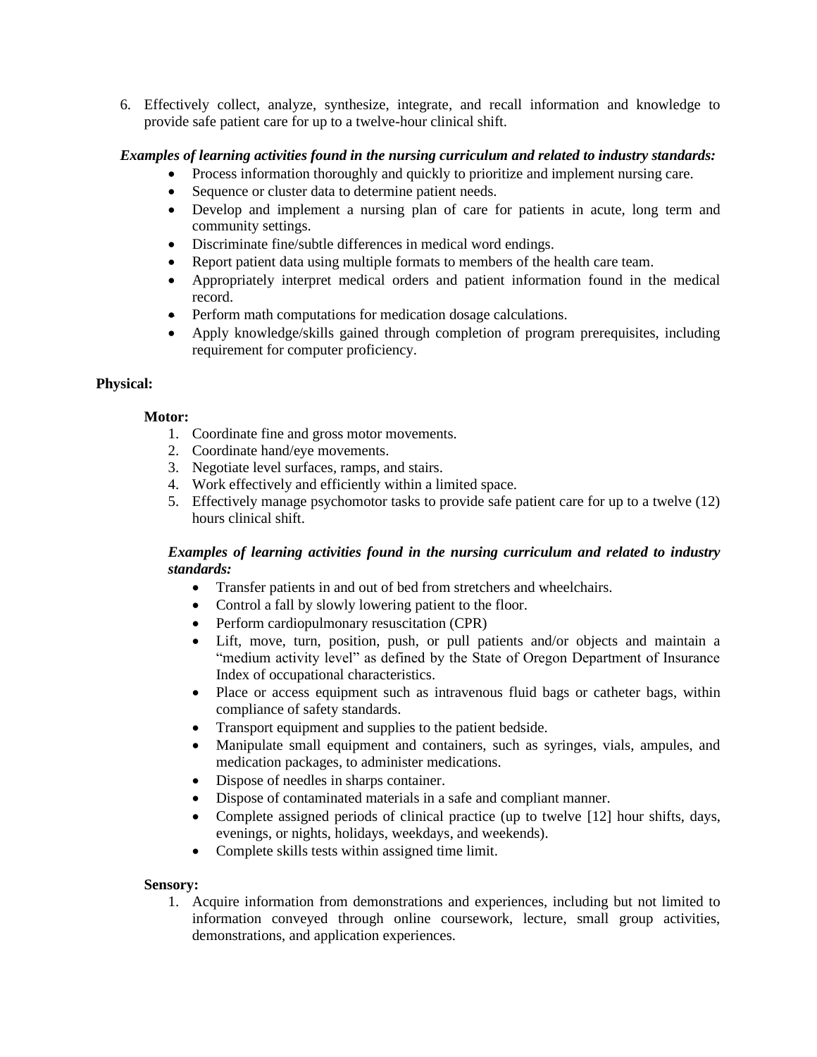6. Effectively collect, analyze, synthesize, integrate, and recall information and knowledge to provide safe patient care for up to a twelve-hour clinical shift.

***Examples of learning activities found in the nursing curriculum and related to industry standards:***

- Process information thoroughly and quickly to prioritize and implement nursing care.
- Sequence or cluster data to determine patient needs.
- Develop and implement a nursing plan of care for patients in acute, long term and community settings.
- Discriminate fine/subtle differences in medical word endings.
- Report patient data using multiple formats to members of the health care team.
- Appropriately interpret medical orders and patient information found in the medical record.
- Perform math computations for medication dosage calculations.
- Apply knowledge/skills gained through completion of program prerequisites, including requirement for computer proficiency.

**Physical:**

**Motor:**

1. Coordinate fine and gross motor movements.
2. Coordinate hand/eye movements.
3. Negotiate level surfaces, ramps, and stairs.
4. Work effectively and efficiently within a limited space.
5. Effectively manage psychomotor tasks to provide safe patient care for up to a twelve (12) hours clinical shift.

***Examples of learning activities found in the nursing curriculum and related to industry standards:***

- Transfer patients in and out of bed from stretchers and wheelchairs.
- Control a fall by slowly lowering patient to the floor.
- Perform cardiopulmonary resuscitation (CPR)
- Lift, move, turn, position, push, or pull patients and/or objects and maintain a "medium activity level" as defined by the State of Oregon Department of Insurance Index of occupational characteristics.
- Place or access equipment such as intravenous fluid bags or catheter bags, within compliance of safety standards.
- Transport equipment and supplies to the patient bedside.
- Manipulate small equipment and containers, such as syringes, vials, ampules, and medication packages, to administer medications.
- Dispose of needles in sharps container.
- Dispose of contaminated materials in a safe and compliant manner.
- Complete assigned periods of clinical practice (up to twelve [12] hour shifts, days, evenings, or nights, holidays, weekdays, and weekends).
- Complete skills tests within assigned time limit.

**Sensory:**

1. Acquire information from demonstrations and experiences, including but not limited to information conveyed through online coursework, lecture, small group activities, demonstrations, and application experiences.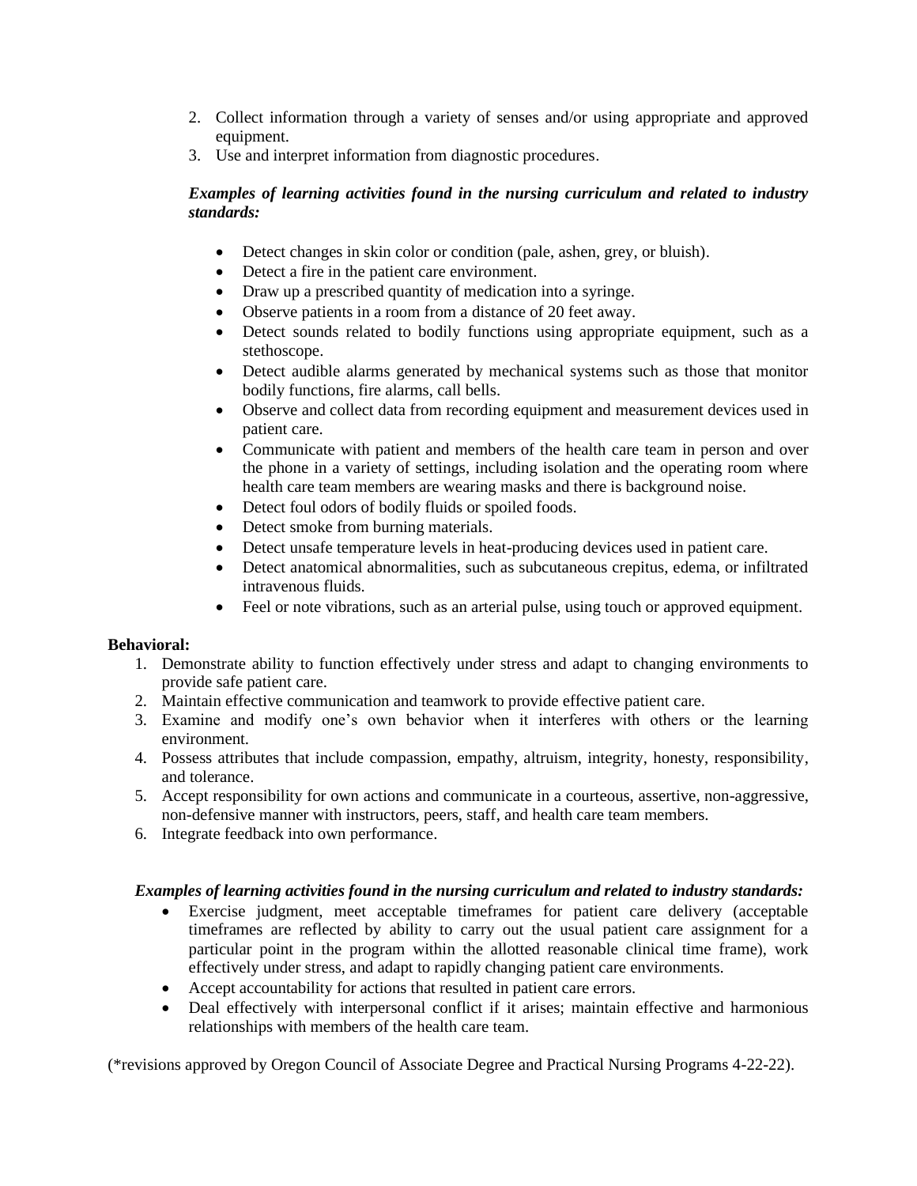2. Collect information through a variety of senses and/or using appropriate and approved equipment.
3. Use and interpret information from diagnostic procedures.

***Examples of learning activities found in the nursing curriculum and related to industry standards:***

- Detect changes in skin color or condition (pale, ashen, grey, or bluish).
- Detect a fire in the patient care environment.
- Draw up a prescribed quantity of medication into a syringe.
- Observe patients in a room from a distance of 20 feet away.
- Detect sounds related to bodily functions using appropriate equipment, such as a stethoscope.
- Detect audible alarms generated by mechanical systems such as those that monitor bodily functions, fire alarms, call bells.
- Observe and collect data from recording equipment and measurement devices used in patient care.
- Communicate with patient and members of the health care team in person and over the phone in a variety of settings, including isolation and the operating room where health care team members are wearing masks and there is background noise.
- Detect foul odors of bodily fluids or spoiled foods.
- Detect smoke from burning materials.
- Detect unsafe temperature levels in heat-producing devices used in patient care.
- Detect anatomical abnormalities, such as subcutaneous crepitus, edema, or infiltrated intravenous fluids.
- Feel or note vibrations, such as an arterial pulse, using touch or approved equipment.

**Behavioral:**

1. Demonstrate ability to function effectively under stress and adapt to changing environments to provide safe patient care.
2. Maintain effective communication and teamwork to provide effective patient care.
3. Examine and modify one's own behavior when it interferes with others or the learning environment.
4. Possess attributes that include compassion, empathy, altruism, integrity, honesty, responsibility, and tolerance.
5. Accept responsibility for own actions and communicate in a courteous, assertive, non-aggressive, non-defensive manner with instructors, peers, staff, and health care team members.
6. Integrate feedback into own performance.

***Examples of learning activities found in the nursing curriculum and related to industry standards:***

- Exercise judgment, meet acceptable timeframes for patient care delivery (acceptable timeframes are reflected by ability to carry out the usual patient care assignment for a particular point in the program within the allotted reasonable clinical time frame), work effectively under stress, and adapt to rapidly changing patient care environments.
- Accept accountability for actions that resulted in patient care errors.
- Deal effectively with interpersonal conflict if it arises; maintain effective and harmonious relationships with members of the health care team.

(*revisions approved by Oregon Council of Associate Degree and Practical Nursing Programs 4-22-22).